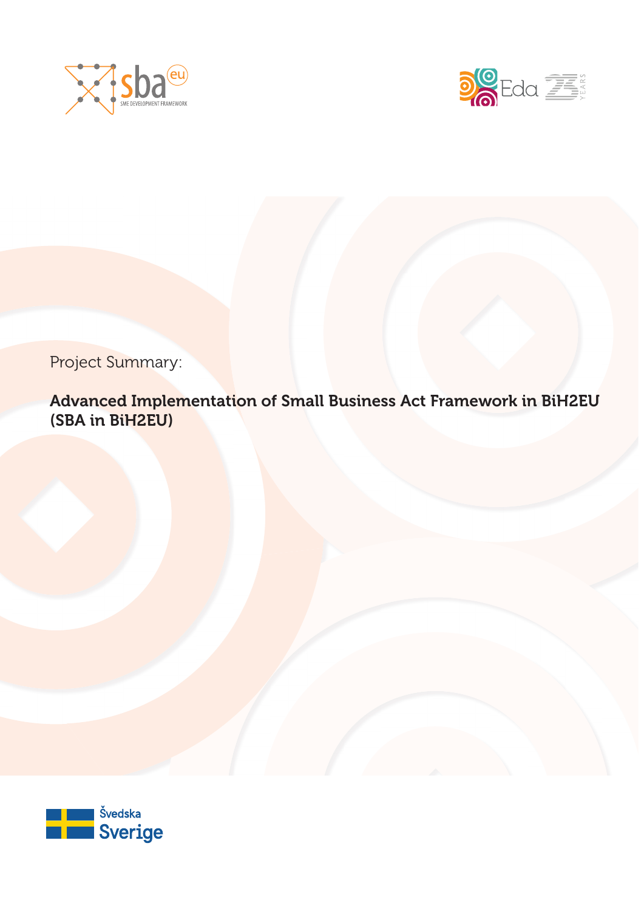Project Summary:

# Advanced Implementation of Small Business Act Framework in BiH2EU (SBA in BiH2EU)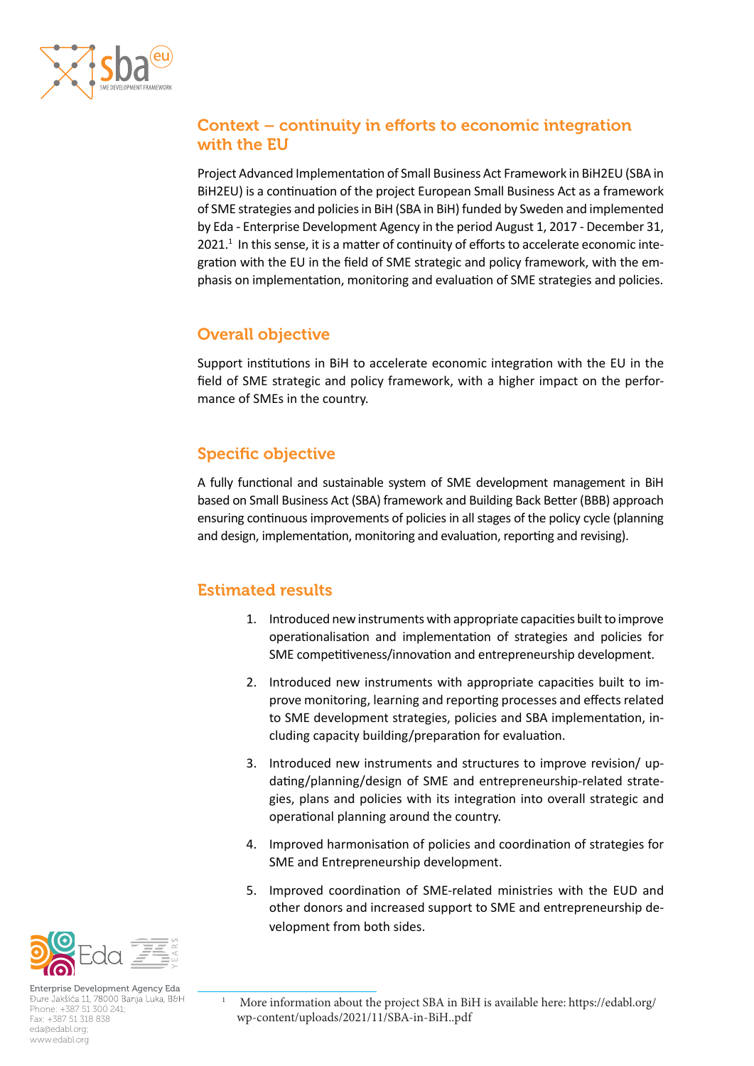## Context – continuity in efforts to economic integration with the EU

Project Advanced Implementation of Small Business Act Framework in BiH2EU (SBA in BiH2EU) is a continuation of the project European Small Business Act as a framework of SME strategies and policies in BiH (SBA in BiH) funded by Sweden and implemented by Eda - Enterprise Development Agency in the period August 1, 2017 - December 31, 2021.[1] In this sense, it is a matter of continuity of efforts to accelerate economic integration with the EU in the field of SME strategic and policy framework, with the emphasis on implementation, monitoring and evaluation of SME strategies and policies.

## Overall objective

Support institutions in BiH to accelerate economic integration with the EU in the field of SME strategic and policy framework, with a higher impact on the performance of SMEs in the country.

## Specific objective

A fully functional and sustainable system of SME development management in BiH based on Small Business Act (SBA) framework and Building Back Better (BBB) approach ensuring continuous improvements of policies in all stages of the policy cycle (planning and design, implementation, monitoring and evaluation, reporting and revising).

## Estimated results

1. Introduced new instruments with appropriate capacities built to improve operationalisation and implementation of strategies and policies for SME competitiveness/innovation and entrepreneurship development.
2. Introduced new instruments with appropriate capacities built to improve monitoring, learning and reporting processes and effects related to SME development strategies, policies and SBA implementation, including capacity building/preparation for evaluation.
3. Introduced new instruments and structures to improve revision/ updating/planning/design of SME and entrepreneurship-related strategies, plans and policies with its integration into overall strategic and operational planning around the country.
4. Improved harmonisation of policies and coordination of strategies for SME and Entrepreneurship development.
5. Improved coordination of SME-related ministries with the EUD and other donors and increased support to SME and entrepreneurship development from both sides.

Enterprise Development Agency Eda
Đure Jakšića 11, 78000 Banja Luka, B&H
Phone: +387 51 300 241;
Fax: +387 51 318 838
eda@edabl.org;
www.edabl.org

[1] More information about the project SBA in BiH is available here: https://edabl.org/wp-content/uploads/2021/11/SBA-in-BiH..pdf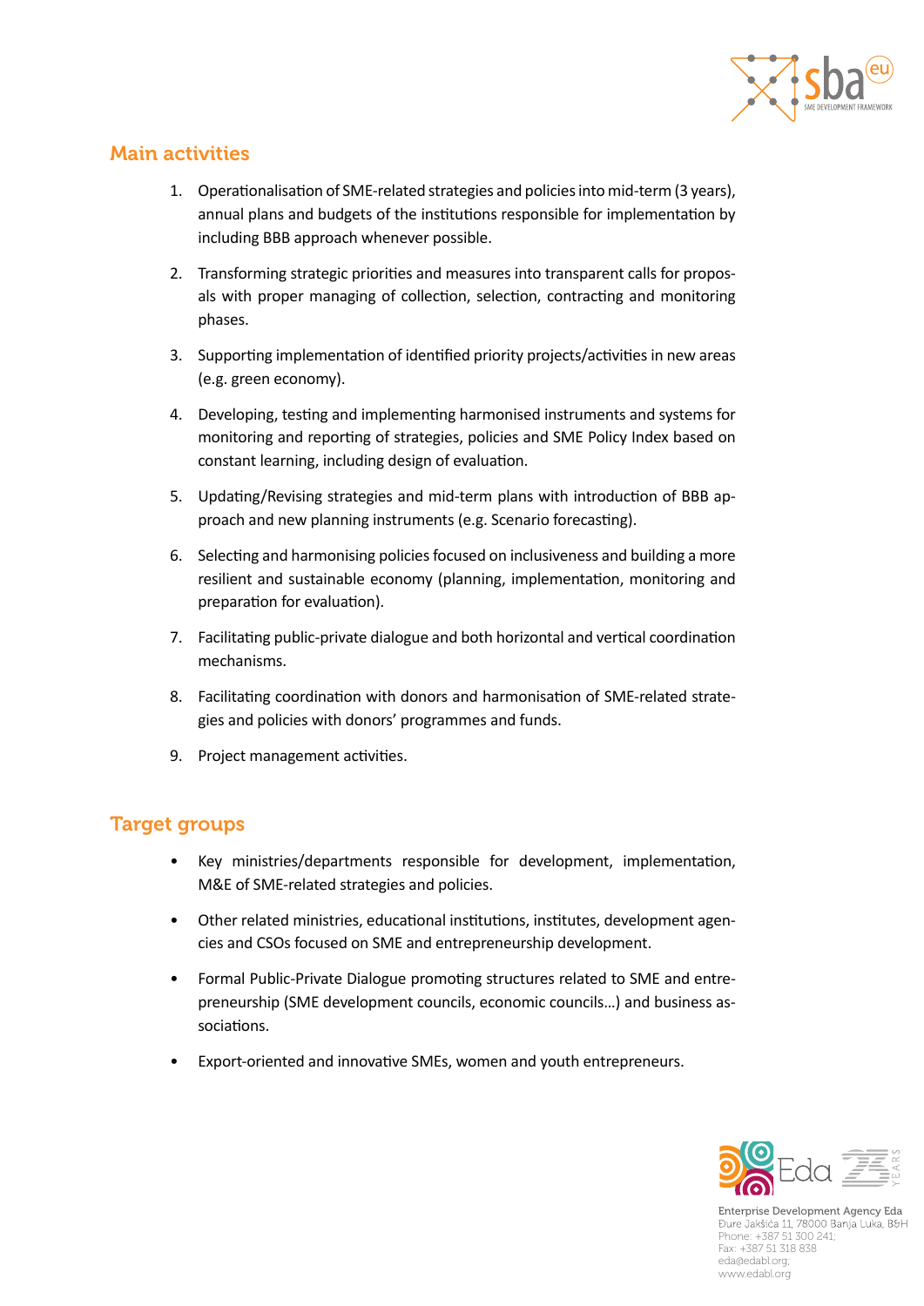## Main activities

1. Operationalisation of SME-related strategies and policies into mid-term (3 years), annual plans and budgets of the institutions responsible for implementation by including BBB approach whenever possible.

2. Transforming strategic priorities and measures into transparent calls for proposals with proper managing of collection, selection, contracting and monitoring phases.

3. Supporting implementation of identified priority projects/activities in new areas (e.g. green economy).

4. Developing, testing and implementing harmonised instruments and systems for monitoring and reporting of strategies, policies and SME Policy Index based on constant learning, including design of evaluation.

5. Updating/Revising strategies and mid-term plans with introduction of BBB approach and new planning instruments (e.g. Scenario forecasting).

6. Selecting and harmonising policies focused on inclusiveness and building a more resilient and sustainable economy (planning, implementation, monitoring and preparation for evaluation).

7. Facilitating public-private dialogue and both horizontal and vertical coordination mechanisms.

8. Facilitating coordination with donors and harmonisation of SME-related strategies and policies with donors' programmes and funds.

9. Project management activities.

## Target groups

- Key ministries/departments responsible for development, implementation, M&E of SME-related strategies and policies.

- Other related ministries, educational institutions, institutes, development agencies and CSOs focused on SME and entrepreneurship development.

- Formal Public-Private Dialogue promoting structures related to SME and entrepreneurship (SME development councils, economic councils...) and business associations.

- Export-oriented and innovative SMEs, women and youth entrepreneurs.

Enterprise Development Agency Eda
Đure Jakšića 11, 78000 Banja Luka, BiH
Phone: +387 51 300 241;
Fax: +387 51 318 838
eda@edabl.org;
www.edabl.org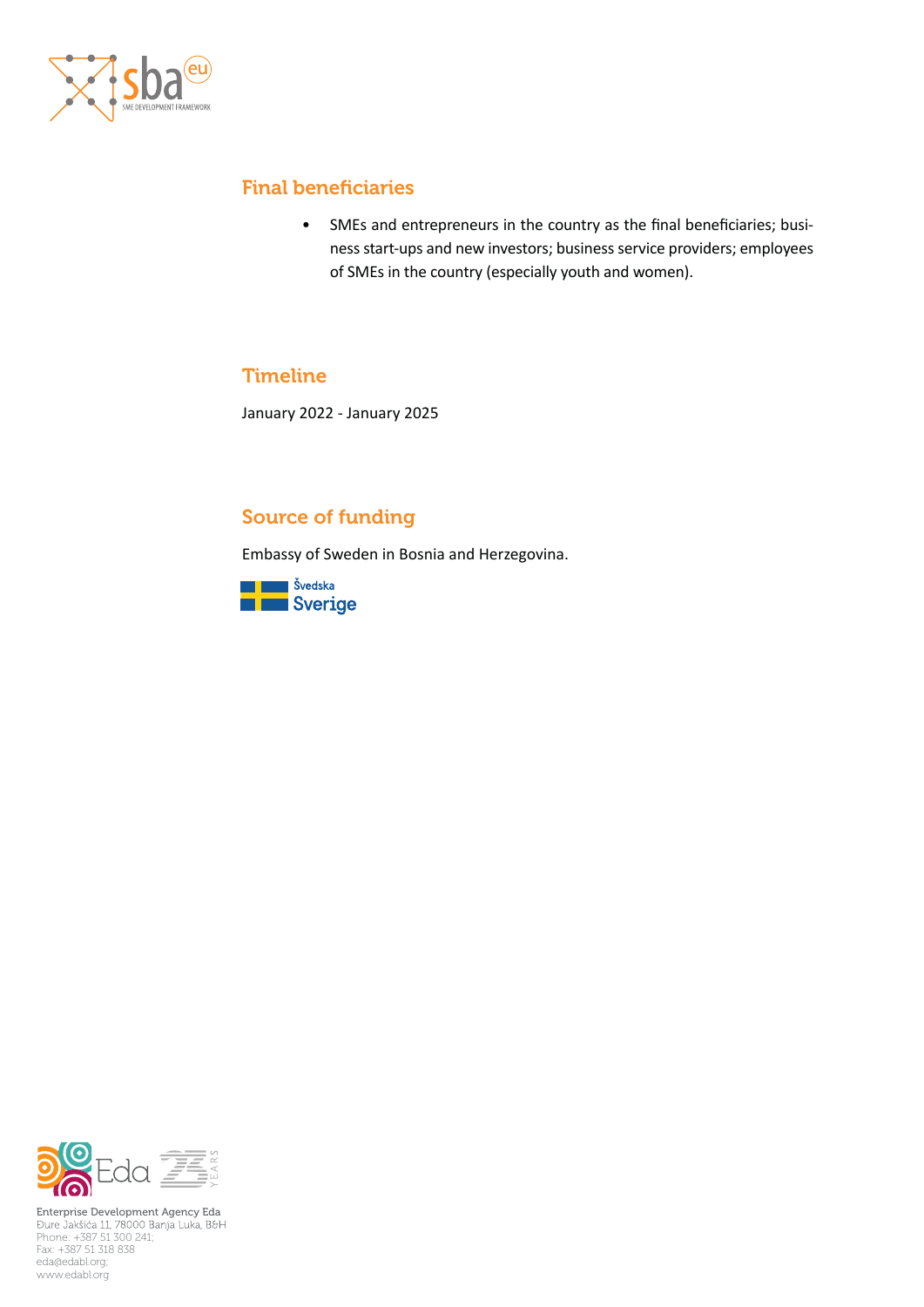## Final beneficiaries

- SMEs and entrepreneurs in the country as the final beneficiaries; business start-ups and new investors; business service providers; employees of SMEs in the country (especially youth and women).

## Timeline

January 2022 - January 2025

## Source of funding

Embassy of Sweden in Bosnia and Herzegovina.

Švedska
Sverige

Enterprise Development Agency Eda
Đure Jakšića 11, 78000 Banja Luka, B&H
Phone: +387 51 300 241;
Fax: +387 51 318 838
eda@edabl.org;
www.edabl.org